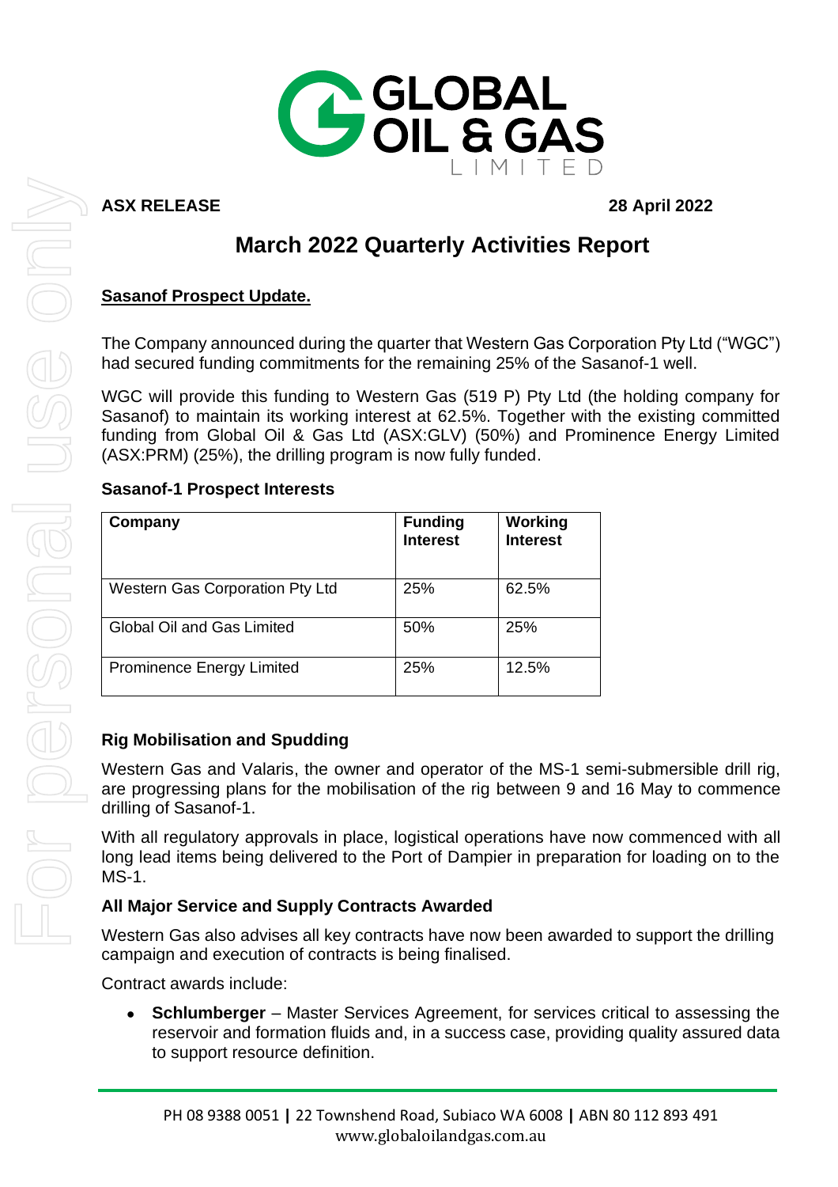**ASX RELEASE** **28 April 2022**

# March 2022 Quarterly Activities Report

## Sasanof Prospect Update.

The Company announced during the quarter that Western Gas Corporation Pty Ltd ("WGC") had secured funding commitments for the remaining 25% of the Sasanof-1 well.

WGC will provide this funding to Western Gas (519 P) Pty Ltd (the holding company for Sasanof) to maintain its working interest at 62.5%. Together with the existing committed funding from Global Oil & Gas Ltd (ASX:GLV) (50%) and Prominence Energy Limited (ASX:PRM) (25%), the drilling program is now fully funded.

### Sasanof-1 Prospect Interests

| Company | Funding Interest | Working Interest |
|---|---|---|
| Western Gas Corporation Pty Ltd | 25% | 62.5% |
| Global Oil and Gas Limited | 50% | 25% |
| Prominence Energy Limited | 25% | 12.5% |

### Rig Mobilisation and Spudding

Western Gas and Valaris, the owner and operator of the MS-1 semi-submersible drill rig, are progressing plans for the mobilisation of the rig between 9 and 16 May to commence drilling of Sasanof-1.

With all regulatory approvals in place, logistical operations have now commenced with all long lead items being delivered to the Port of Dampier in preparation for loading on to the MS-1.

### All Major Service and Supply Contracts Awarded

Western Gas also advises all key contracts have now been awarded to support the drilling campaign and execution of contracts is being finalised.

Contract awards include:

- **Schlumberger** – Master Services Agreement, for services critical to assessing the reservoir and formation fluids and, in a success case, providing quality assured data to support resource definition.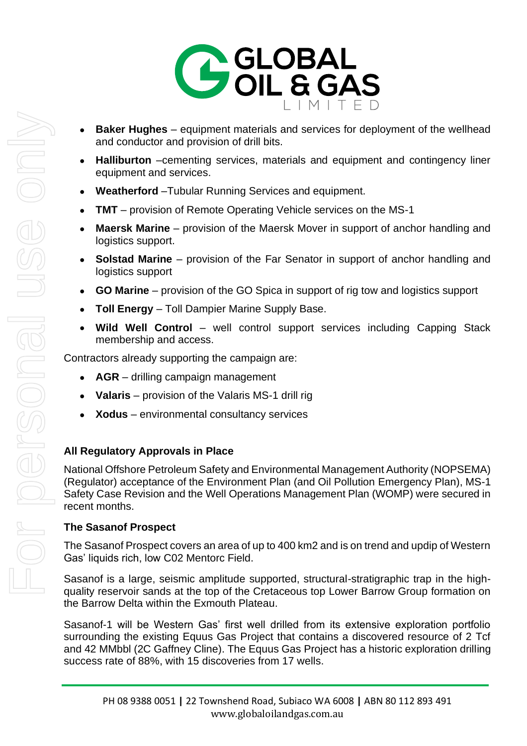- **Baker Hughes** – equipment materials and services for deployment of the wellhead and conductor and provision of drill bits.
- **Halliburton** –cementing services, materials and equipment and contingency liner equipment and services.
- **Weatherford** –Tubular Running Services and equipment.
- **TMT** – provision of Remote Operating Vehicle services on the MS-1
- **Maersk Marine** – provision of the Maersk Mover in support of anchor handling and logistics support.
- **Solstad Marine** – provision of the Far Senator in support of anchor handling and logistics support
- **GO Marine** – provision of the GO Spica in support of rig tow and logistics support
- **Toll Energy** – Toll Dampier Marine Supply Base.
- **Wild Well Control** – well control support services including Capping Stack membership and access.

Contractors already supporting the campaign are:

- **AGR** – drilling campaign management
- **Valaris** – provision of the Valaris MS-1 drill rig
- **Xodus** – environmental consultancy services

**All Regulatory Approvals in Place**

National Offshore Petroleum Safety and Environmental Management Authority (NOPSEMA) (Regulator) acceptance of the Environment Plan (and Oil Pollution Emergency Plan), MS-1 Safety Case Revision and the Well Operations Management Plan (WOMP) were secured in recent months.

**The Sasanof Prospect**

The Sasanof Prospect covers an area of up to 400 km2 and is on trend and updip of Western Gas' liquids rich, low C02 Mentorc Field.

Sasanof is a large, seismic amplitude supported, structural-stratigraphic trap in the high-quality reservoir sands at the top of the Cretaceous top Lower Barrow Group formation on the Barrow Delta within the Exmouth Plateau.

Sasanof-1 will be Western Gas' first well drilled from its extensive exploration portfolio surrounding the existing Equus Gas Project that contains a discovered resource of 2 Tcf and 42 MMbbl (2C Gaffney Cline). The Equus Gas Project has a historic exploration drilling success rate of 88%, with 15 discoveries from 17 wells.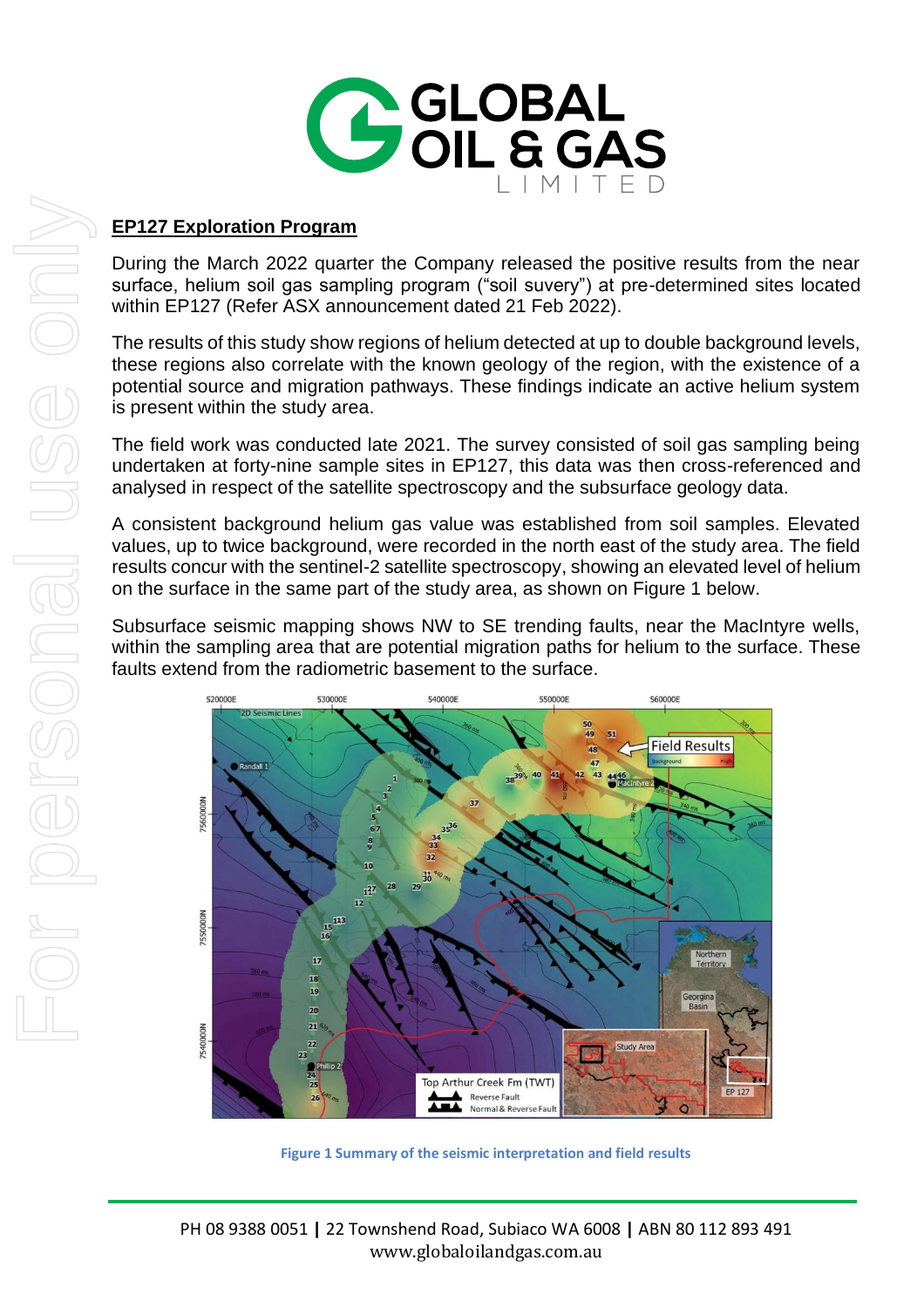## EP127 Exploration Program

During the March 2022 quarter the Company released the positive results from the near surface, helium soil gas sampling program ("soil suvery") at pre-determined sites located within EP127 (Refer ASX announcement dated 21 Feb 2022).

The results of this study show regions of helium detected at up to double background levels, these regions also correlate with the known geology of the region, with the existence of a potential source and migration pathways. These findings indicate an active helium system is present within the study area.

The field work was conducted late 2021. The survey consisted of soil gas sampling being undertaken at forty-nine sample sites in EP127, this data was then cross-referenced and analysed in respect of the satellite spectroscopy and the subsurface geology data.

A consistent background helium gas value was established from soil samples. Elevated values, up to twice background, were recorded in the north east of the study area. The field results concur with the sentinel-2 satellite spectroscopy, showing an elevated level of helium on the surface in the same part of the study area, as shown on Figure 1 below.

Subsurface seismic mapping shows NW to SE trending faults, near the MacIntyre wells, within the sampling area that are potential migration paths for helium to the surface. These faults extend from the radiometric basement to the surface.

**Figure 1 Summary of the seismic interpretation and field results**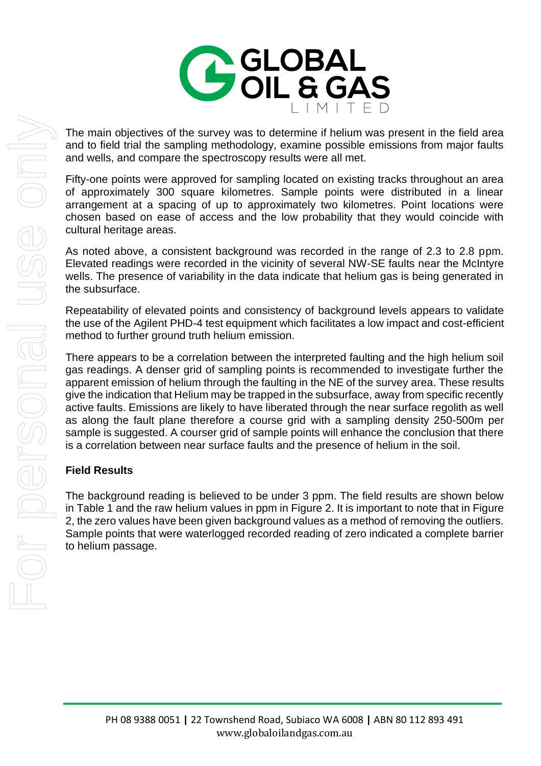The main objectives of the survey was to determine if helium was present in the field area and to field trial the sampling methodology, examine possible emissions from major faults and wells, and compare the spectroscopy results were all met.

Fifty-one points were approved for sampling located on existing tracks throughout an area of approximately 300 square kilometres. Sample points were distributed in a linear arrangement at a spacing of up to approximately two kilometres. Point locations were chosen based on ease of access and the low probability that they would coincide with cultural heritage areas.

As noted above, a consistent background was recorded in the range of 2.3 to 2.8 ppm. Elevated readings were recorded in the vicinity of several NW-SE faults near the McIntyre wells. The presence of variability in the data indicate that helium gas is being generated in the subsurface.

Repeatability of elevated points and consistency of background levels appears to validate the use of the Agilent PHD-4 test equipment which facilitates a low impact and cost-efficient method to further ground truth helium emission.

There appears to be a correlation between the interpreted faulting and the high helium soil gas readings. A denser grid of sampling points is recommended to investigate further the apparent emission of helium through the faulting in the NE of the survey area. These results give the indication that Helium may be trapped in the subsurface, away from specific recently active faults. Emissions are likely to have liberated through the near surface regolith as well as along the fault plane therefore a course grid with a sampling density 250-500m per sample is suggested. A courser grid of sample points will enhance the conclusion that there is a correlation between near surface faults and the presence of helium in the soil.

**Field Results**

The background reading is believed to be under 3 ppm. The field results are shown below in Table 1 and the raw helium values in ppm in Figure 2. It is important to note that in Figure 2, the zero values have been given background values as a method of removing the outliers. Sample points that were waterlogged recorded reading of zero indicated a complete barrier to helium passage.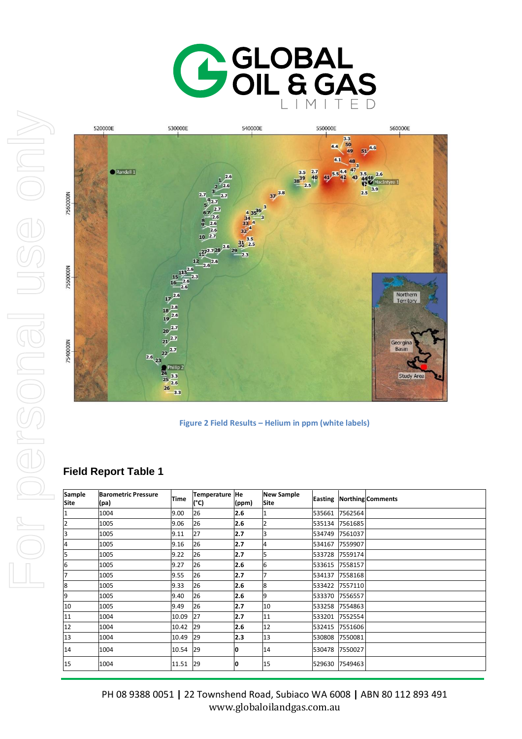Figure 2 Field Results – Helium in ppm (white labels)

## Field Report Table 1

| Sample Site | Barometric Pressure (pa) | Time | Temperature (°C) | He (ppm) | New Sample Site | Easting | Northing | Comments |
|---|---|---|---|---|---|---|---|---|
| 1 | 1004 | 9.00 | 26 | **2.6** | 1 | 535661 | 7562564 | |
| 2 | 1005 | 9.06 | 26 | **2.6** | 2 | 535134 | 7561685 | |
| 3 | 1005 | 9.11 | 27 | **2.7** | 3 | 534749 | 7561037 | |
| 4 | 1005 | 9.16 | 26 | **2.7** | 4 | 534167 | 7559907 | |
| 5 | 1005 | 9.22 | 26 | **2.7** | 5 | 533728 | 7559174 | |
| 6 | 1005 | 9.27 | 26 | **2.6** | 6 | 533615 | 7558157 | |
| 7 | 1005 | 9.55 | 26 | **2.7** | 7 | 534137 | 7558168 | |
| 8 | 1005 | 9.33 | 26 | **2.6** | 8 | 533422 | 7557110 | |
| 9 | 1005 | 9.40 | 26 | **2.6** | 9 | 533370 | 7556557 | |
| 10 | 1005 | 9.49 | 26 | **2.7** | 10 | 533258 | 7554863 | |
| 11 | 1004 | 10.09 | 27 | **2.7** | 11 | 533201 | 7552554 | |
| 12 | 1004 | 10.42 | 29 | **2.6** | 12 | 532415 | 7551606 | |
| 13 | 1004 | 10.49 | 29 | **2.3** | 13 | 530808 | 7550081 | |
| 14 | 1004 | 10.54 | 29 | **0** | 14 | 530478 | 7550027 | |
| 15 | 1004 | 11.51 | 29 | **0** | 15 | 529630 | 7549463 | |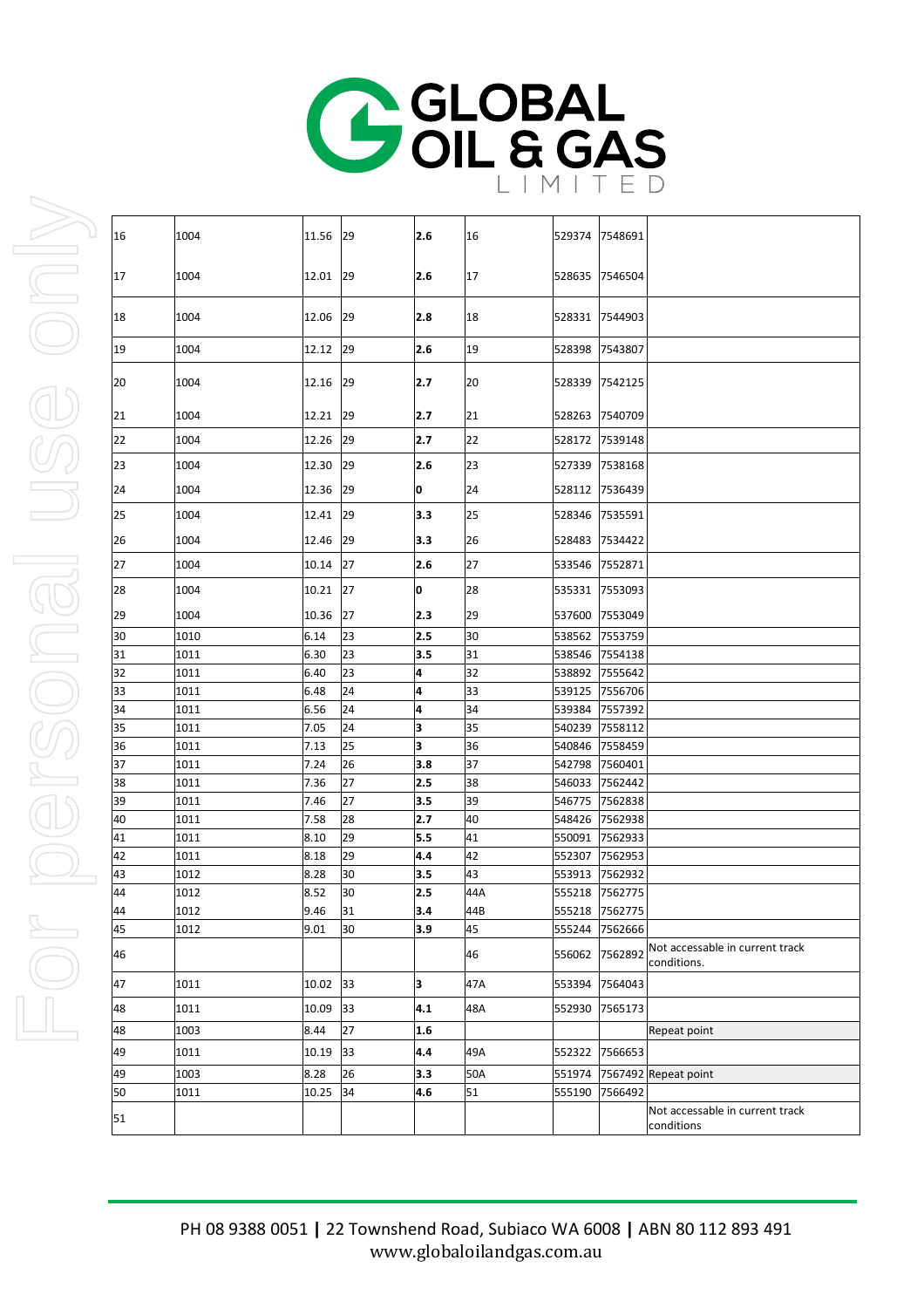| | | | | | | | | |
|---|---|---|---|---|---|---|---|---|
| 16 | 1004 | 11.56 | 29 | **2.6** | 16 | 529374 | 7548691 | |
| 17 | 1004 | 12.01 | 29 | **2.6** | 17 | 528635 | 7546504 | |
| 18 | 1004 | 12.06 | 29 | **2.8** | 18 | 528331 | 7544903 | |
| 19 | 1004 | 12.12 | 29 | **2.6** | 19 | 528398 | 7543807 | |
| 20 | 1004 | 12.16 | 29 | **2.7** | 20 | 528339 | 7542125 | |
| 21 | 1004 | 12.21 | 29 | **2.7** | 21 | 528263 | 7540709 | |
| 22 | 1004 | 12.26 | 29 | **2.7** | 22 | 528172 | 7539148 | |
| 23 | 1004 | 12.30 | 29 | **2.6** | 23 | 527339 | 7538168 | |
| 24 | 1004 | 12.36 | 29 | **0** | 24 | 528112 | 7536439 | |
| 25 | 1004 | 12.41 | 29 | **3.3** | 25 | 528346 | 7535591 | |
| 26 | 1004 | 12.46 | 29 | **3.3** | 26 | 528483 | 7534422 | |
| 27 | 1004 | 10.14 | 27 | **2.6** | 27 | 533546 | 7552871 | |
| 28 | 1004 | 10.21 | 27 | **0** | 28 | 535331 | 7553093 | |
| 29 | 1004 | 10.36 | 27 | **2.3** | 29 | 537600 | 7553049 | |
| 30 | 1010 | 6.14 | 23 | **2.5** | 30 | 538562 | 7553759 | |
| 31 | 1011 | 6.30 | 23 | **3.5** | 31 | 538546 | 7554138 | |
| 32 | 1011 | 6.40 | 23 | **4** | 32 | 538892 | 7555642 | |
| 33 | 1011 | 6.48 | 24 | **4** | 33 | 539125 | 7556706 | |
| 34 | 1011 | 6.56 | 24 | **4** | 34 | 539384 | 7557392 | |
| 35 | 1011 | 7.05 | 24 | **3** | 35 | 540239 | 7558112 | |
| 36 | 1011 | 7.13 | 25 | **3** | 36 | 540846 | 7558459 | |
| 37 | 1011 | 7.24 | 26 | **3.8** | 37 | 542798 | 7560401 | |
| 38 | 1011 | 7.36 | 27 | **2.5** | 38 | 546033 | 7562442 | |
| 39 | 1011 | 7.46 | 27 | **3.5** | 39 | 546775 | 7562838 | |
| 40 | 1011 | 7.58 | 28 | **2.7** | 40 | 548426 | 7562938 | |
| 41 | 1011 | 8.10 | 29 | **5.5** | 41 | 550091 | 7562933 | |
| 42 | 1011 | 8.18 | 29 | **4.4** | 42 | 552307 | 7562953 | |
| 43 | 1012 | 8.28 | 30 | **3.5** | 43 | 553913 | 7562932 | |
| 44 | 1012 | 8.52 | 30 | **2.5** | 44A | 555218 | 7562775 | |
| 44 | 1012 | 9.46 | 31 | **3.4** | 44B | 555218 | 7562775 | |
| 45 | 1012 | 9.01 | 30 | **3.9** | 45 | 555244 | 7562666 | |
| 46 | | | | | 46 | 556062 | 7562892 | Not accessable in current track conditions. |
| 47 | 1011 | 10.02 | 33 | **3** | 47A | 553394 | 7564043 | |
| 48 | 1011 | 10.09 | 33 | **4.1** | 48A | 552930 | 7565173 | |
| 48 | 1003 | 8.44 | 27 | **1.6** | | | | Repeat point |
| 49 | 1011 | 10.19 | 33 | **4.4** | 49A | 552322 | 7566653 | |
| 49 | 1003 | 8.28 | 26 | **3.3** | 50A | 551974 | 7567492 | Repeat point |
| 50 | 1011 | 10.25 | 34 | **4.6** | 51 | 555190 | 7566492 | |
| 51 | | | | | | | | Not accessable in current track conditions |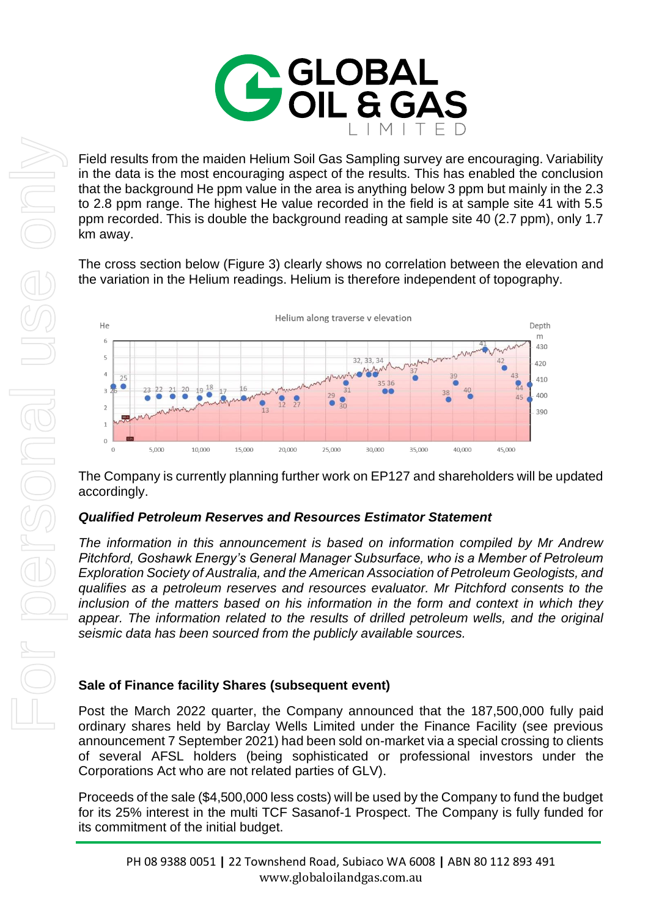Field results from the maiden Helium Soil Gas Sampling survey are encouraging. Variability in the data is the most encouraging aspect of the results. This has enabled the conclusion that the background He ppm value in the area is anything below 3 ppm but mainly in the 2.3 to 2.8 ppm range. The highest He value recorded in the field is at sample site 41 with 5.5 ppm recorded. This is double the background reading at sample site 40 (2.7 ppm), only 1.7 km away.

The cross section below (Figure 3) clearly shows no correlation between the elevation and the variation in the Helium readings. Helium is therefore independent of topography.

The Company is currently planning further work on EP127 and shareholders will be updated accordingly.

### *Qualified Petroleum Reserves and Resources Estimator Statement*

*The information in this announcement is based on information compiled by Mr Andrew Pitchford, Goshawk Energy's General Manager Subsurface, who is a Member of Petroleum Exploration Society of Australia, and the American Association of Petroleum Geologists, and qualifies as a petroleum reserves and resources evaluator. Mr Pitchford consents to the inclusion of the matters based on his information in the form and context in which they appear. The information related to the results of drilled petroleum wells, and the original seismic data has been sourced from the publicly available sources.*

### Sale of Finance facility Shares (subsequent event)

Post the March 2022 quarter, the Company announced that the 187,500,000 fully paid ordinary shares held by Barclay Wells Limited under the Finance Facility (see previous announcement 7 September 2021) had been sold on-market via a special crossing to clients of several AFSL holders (being sophisticated or professional investors under the Corporations Act who are not related parties of GLV).

Proceeds of the sale ($4,500,000 less costs) will be used by the Company to fund the budget for its 25% interest in the multi TCF Sasanof-1 Prospect. The Company is fully funded for its commitment of the initial budget.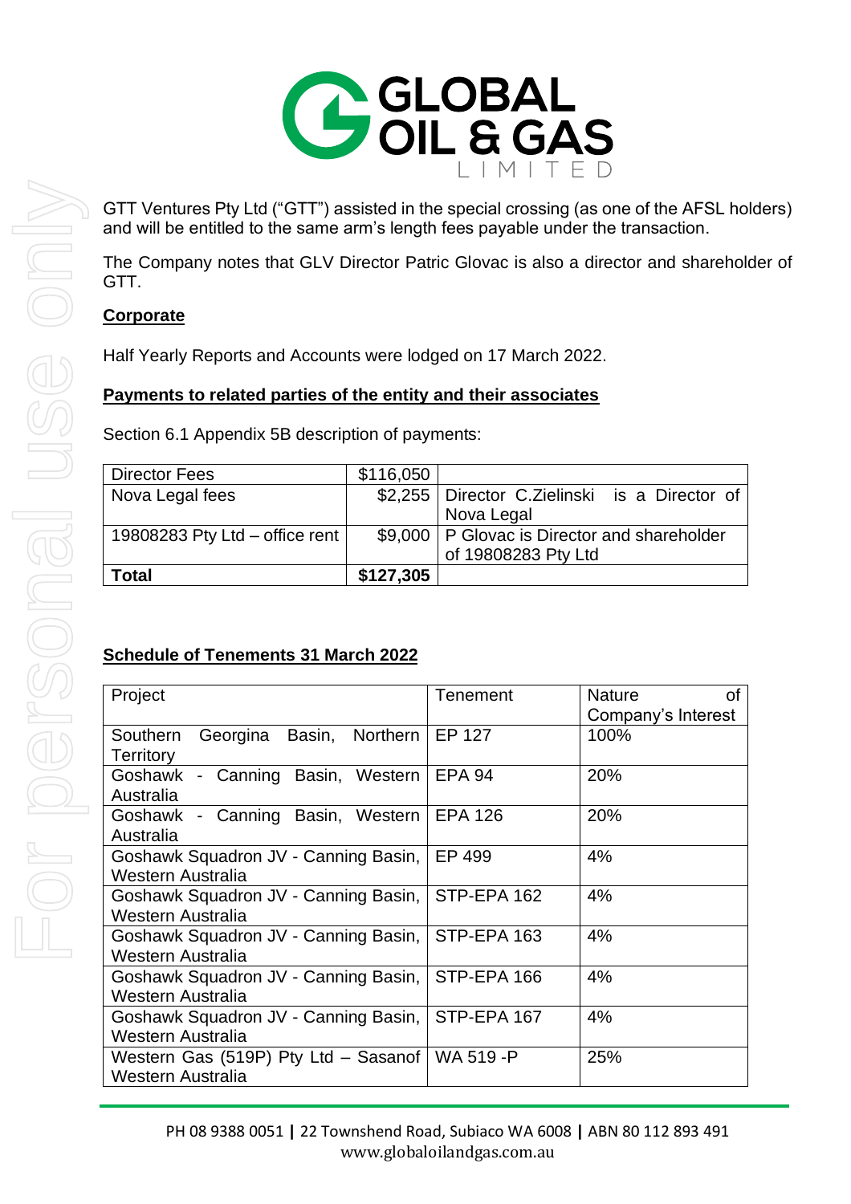GTT Ventures Pty Ltd ("GTT") assisted in the special crossing (as one of the AFSL holders) and will be entitled to the same arm's length fees payable under the transaction.

The Company notes that GLV Director Patric Glovac is also a director and shareholder of GTT.

**Corporate**

Half Yearly Reports and Accounts were lodged on 17 March 2022.

**Payments to related parties of the entity and their associates**

Section 6.1 Appendix 5B description of payments:

| Director Fees | $116,050 | |
|---|---|---|
| Nova Legal fees | $2,255 | Director C.Zielinski is a Director of Nova Legal |
| 19808283 Pty Ltd – office rent | $9,000 | P Glovac is Director and shareholder of 19808283 Pty Ltd |
| **Total** | **$127,305** | |

**Schedule of Tenements 31 March 2022**

| Project | Tenement | Nature of Company's Interest |
|---|---|---|
| Southern Georgina Basin, Northern Territory | EP 127 | 100% |
| Goshawk - Canning Basin, Western Australia | EPA 94 | 20% |
| Goshawk - Canning Basin, Western Australia | EPA 126 | 20% |
| Goshawk Squadron JV - Canning Basin, Western Australia | EP 499 | 4% |
| Goshawk Squadron JV - Canning Basin, Western Australia | STP-EPA 162 | 4% |
| Goshawk Squadron JV - Canning Basin, Western Australia | STP-EPA 163 | 4% |
| Goshawk Squadron JV - Canning Basin, Western Australia | STP-EPA 166 | 4% |
| Goshawk Squadron JV - Canning Basin, Western Australia | STP-EPA 167 | 4% |
| Western Gas (519P) Pty Ltd – Sasanof Western Australia | WA 519 -P | 25% |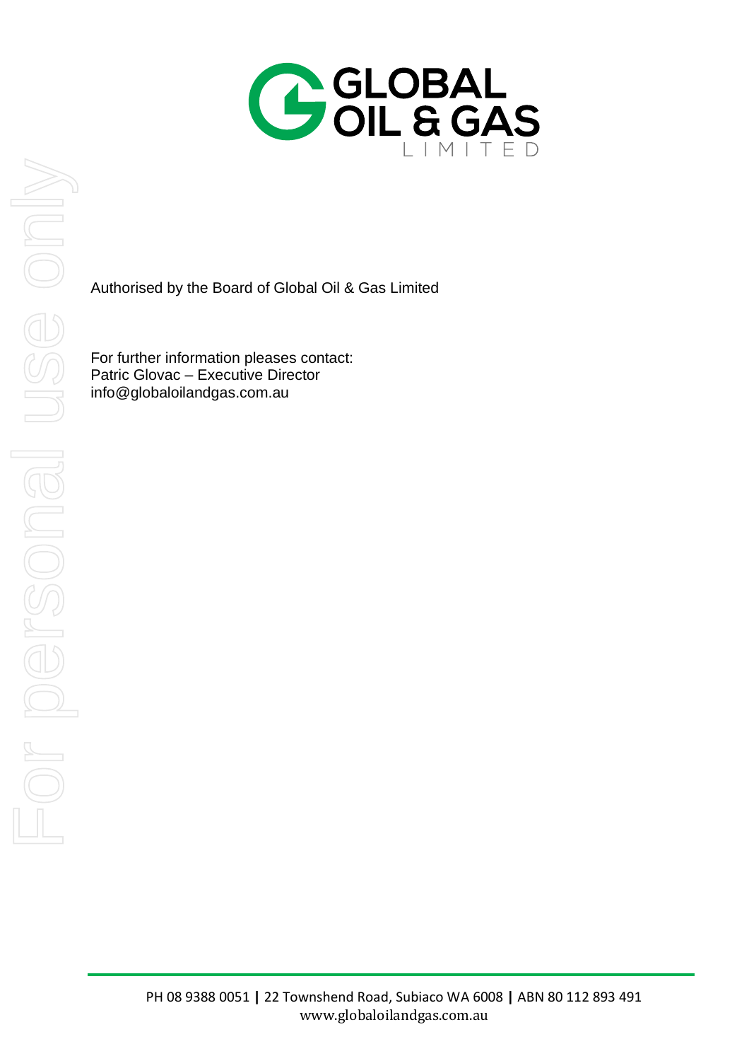Authorised by the Board of Global Oil & Gas Limited

For further information pleases contact:
Patric Glovac – Executive Director
info@globaloilandgas.com.au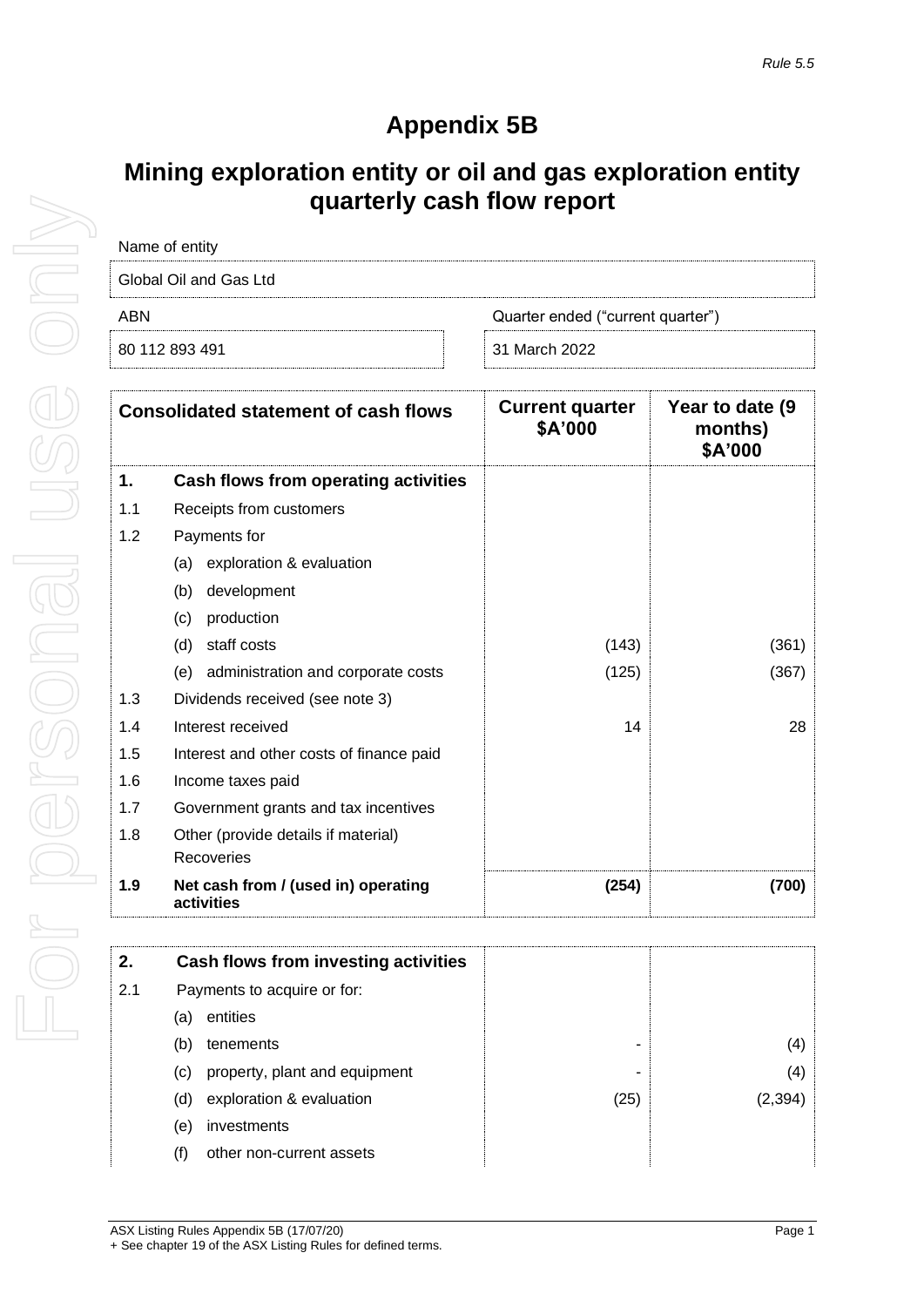*Rule 5.5*

# Appendix 5B

## Mining exploration entity or oil and gas exploration entity quarterly cash flow report

| Name of entity | |
|---|---|
| Global Oil and Gas Ltd | |
| **ABN** | **Quarter ended ("current quarter")** |
| 80 112 893 491 | 31 March 2022 |

| | Consolidated statement of cash flows | Current quarter $A'000 | Year to date (9 months) $A'000 |
|---|---|---|---|
| **1.** | **Cash flows from operating activities** | | |
| 1.1 | Receipts from customers | | |
| 1.2 | Payments for | | |
| | (a) exploration & evaluation | | |
| | (b) development | | |
| | (c) production | | |
| | (d) staff costs | (143) | (361) |
| | (e) administration and corporate costs | (125) | (367) |
| 1.3 | Dividends received (see note 3) | | |
| 1.4 | Interest received | 14 | 28 |
| 1.5 | Interest and other costs of finance paid | | |
| 1.6 | Income taxes paid | | |
| 1.7 | Government grants and tax incentives | | |
| 1.8 | Other (provide details if material) Recoveries | | |
| **1.9** | **Net cash from / (used in) operating activities** | **(254)** | **(700)** |

| | | | |
|---|---|---|---|
| **2.** | **Cash flows from investing activities** | | |
| 2.1 | Payments to acquire or for: | | |
| | (a) entities | | |
| | (b) tenements | - | (4) |
| | (c) property, plant and equipment | - | (4) |
| | (d) exploration & evaluation | (25) | (2,394) |
| | (e) investments | | |
| | (f) other non-current assets | | |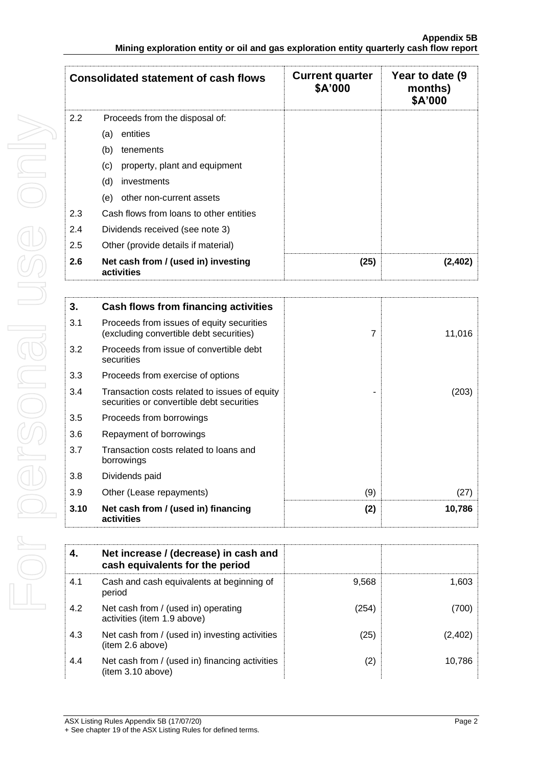| Consolidated statement of cash flows | | Current quarter $A'000 | Year to date (9 months) $A'000 |
|---|---|---|---|
| 2.2 | Proceeds from the disposal of: | | |
| | (a) entities | | |
| | (b) tenements | | |
| | (c) property, plant and equipment | | |
| | (d) investments | | |
| | (e) other non-current assets | | |
| 2.3 | Cash flows from loans to other entities | | |
| 2.4 | Dividends received (see note 3) | | |
| 2.5 | Other (provide details if material) | | |
| **2.6** | **Net cash from / (used in) investing activities** | **(25)** | **(2,402)** |

| **3.** | **Cash flows from financing activities** | | |
|---|---|---|---|
| 3.1 | Proceeds from issues of equity securities (excluding convertible debt securities) | 7 | 11,016 |
| 3.2 | Proceeds from issue of convertible debt securities | | |
| 3.3 | Proceeds from exercise of options | | |
| 3.4 | Transaction costs related to issues of equity securities or convertible debt securities | - | (203) |
| 3.5 | Proceeds from borrowings | | |
| 3.6 | Repayment of borrowings | | |
| 3.7 | Transaction costs related to loans and borrowings | | |
| 3.8 | Dividends paid | | |
| 3.9 | Other (Lease repayments) | (9) | (27) |
| **3.10** | **Net cash from / (used in) financing activities** | **(2)** | **10,786** |

| **4.** | **Net increase / (decrease) in cash and cash equivalents for the period** | | |
|---|---|---|---|
| 4.1 | Cash and cash equivalents at beginning of period | 9,568 | 1,603 |
| 4.2 | Net cash from / (used in) operating activities (item 1.9 above) | (254) | (700) |
| 4.3 | Net cash from / (used in) investing activities (item 2.6 above) | (25) | (2,402) |
| 4.4 | Net cash from / (used in) financing activities (item 3.10 above) | (2) | 10,786 |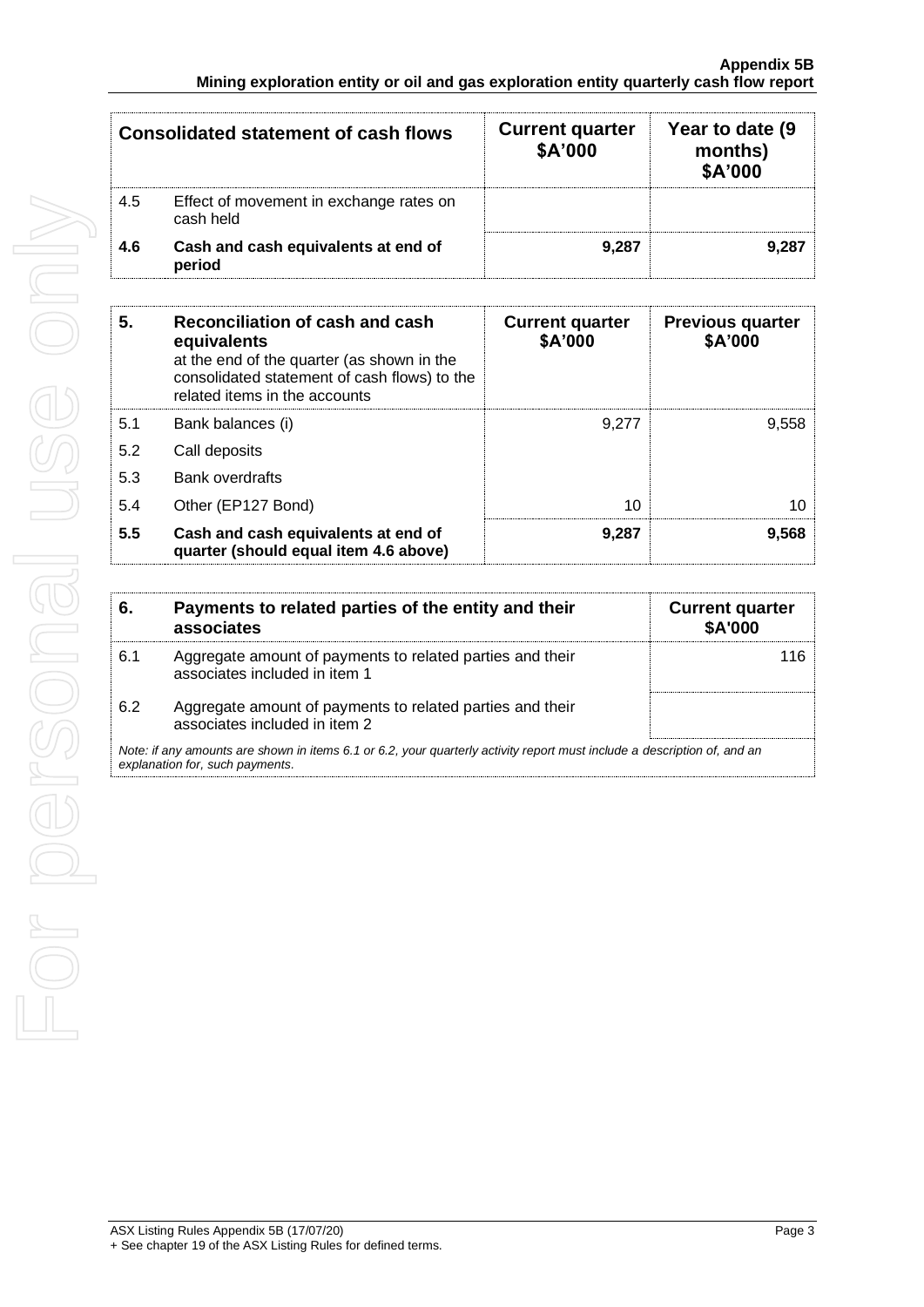| Consolidated statement of cash flows | | Current quarter $A'000 | Year to date (9 months) $A'000 |
|---|---|---|---|
| 4.5 | Effect of movement in exchange rates on cash held | | |
| **4.6** | **Cash and cash equivalents at end of period** | **9,287** | **9,287** |

| **5.** | **Reconciliation of cash and cash equivalents** at the end of the quarter (as shown in the consolidated statement of cash flows) to the related items in the accounts | **Current quarter $A'000** | **Previous quarter $A'000** |
|---|---|---|---|
| 5.1 | Bank balances (i) | 9,277 | 9,558 |
| 5.2 | Call deposits | | |
| 5.3 | Bank overdrafts | | |
| 5.4 | Other (EP127 Bond) | 10 | 10 |
| **5.5** | **Cash and cash equivalents at end of quarter (should equal item 4.6 above)** | **9,287** | **9,568** |

| **6.** | **Payments to related parties of the entity and their associates** | **Current quarter $A'000** |
|---|---|---|
| 6.1 | Aggregate amount of payments to related parties and their associates included in item 1 | 116 |
| 6.2 | Aggregate amount of payments to related parties and their associates included in item 2 | |

*Note: if any amounts are shown in items 6.1 or 6.2, your quarterly activity report must include a description of, and an explanation for, such payments.*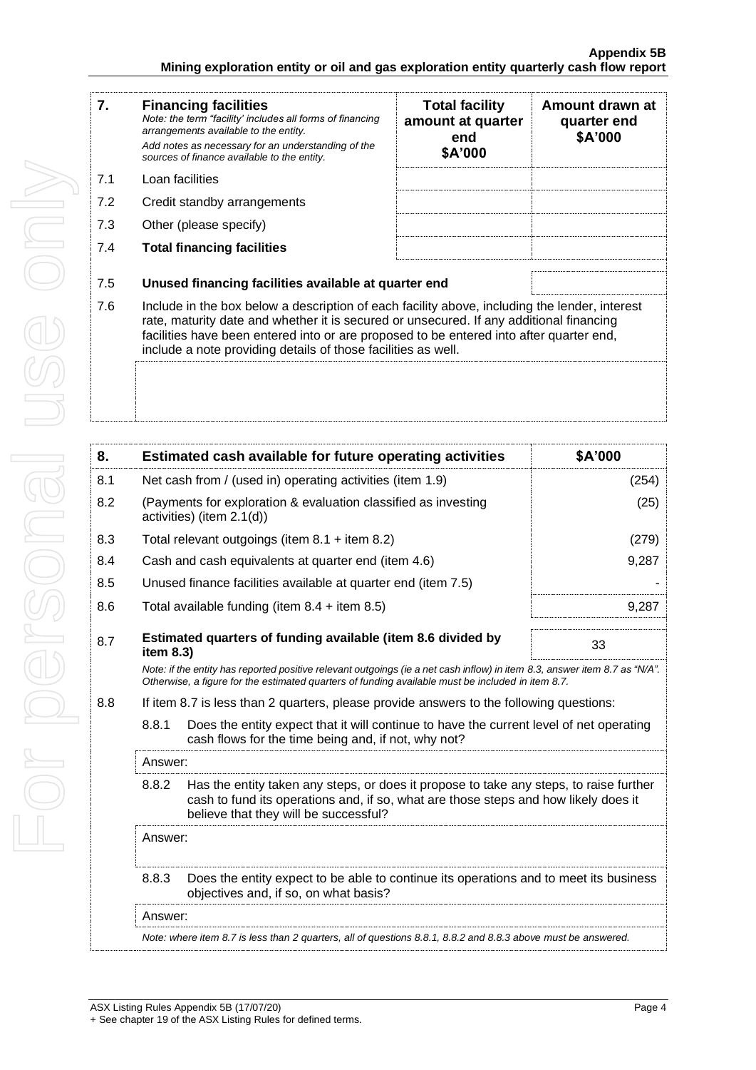| 7. | **Financing facilities**<br>*Note: the term "facility' includes all forms of financing arrangements available to the entity.*<br>*Add notes as necessary for an understanding of the sources of finance available to the entity.* | **Total facility amount at quarter end**<br>**$A'000** | **Amount drawn at quarter end**<br>**$A'000** |
|---|---|---|---|
| 7.1 | Loan facilities | | |
| 7.2 | Credit standby arrangements | | |
| 7.3 | Other (please specify) | | |
| 7.4 | **Total financing facilities** | | |
| 7.5 | **Unused financing facilities available at quarter end** | | |

7.6 Include in the box below a description of each facility above, including the lender, interest rate, maturity date and whether it is secured or unsecured. If any additional financing facilities have been entered into or are proposed to be entered into after quarter end, include a note providing details of those facilities as well.

| 8. | **Estimated cash available for future operating activities** | **$A'000** |
|---|---|---|
| 8.1 | Net cash from / (used in) operating activities (item 1.9) | (254) |
| 8.2 | (Payments for exploration & evaluation classified as investing activities) (item 2.1(d)) | (25) |
| 8.3 | Total relevant outgoings (item 8.1 + item 8.2) | (279) |
| 8.4 | Cash and cash equivalents at quarter end (item 4.6) | 9,287 |
| 8.5 | Unused finance facilities available at quarter end (item 7.5) | - |
| 8.6 | Total available funding (item 8.4 + item 8.5) | 9,287 |
| 8.7 | **Estimated quarters of funding available (item 8.6 divided by item 8.3)** | 33 |

*Note: if the entity has reported positive relevant outgoings (ie a net cash inflow) in item 8.3, answer item 8.7 as "N/A". Otherwise, a figure for the estimated quarters of funding available must be included in item 8.7.*

8.8 If item 8.7 is less than 2 quarters, please provide answers to the following questions:

8.8.1 Does the entity expect that it will continue to have the current level of net operating cash flows for the time being and, if not, why not?

Answer:

8.8.2 Has the entity taken any steps, or does it propose to take any steps, to raise further cash to fund its operations and, if so, what are those steps and how likely does it believe that they will be successful?

Answer:

8.8.3 Does the entity expect to be able to continue its operations and to meet its business objectives and, if so, on what basis?

Answer:

*Note: where item 8.7 is less than 2 quarters, all of questions 8.8.1, 8.8.2 and 8.8.3 above must be answered.*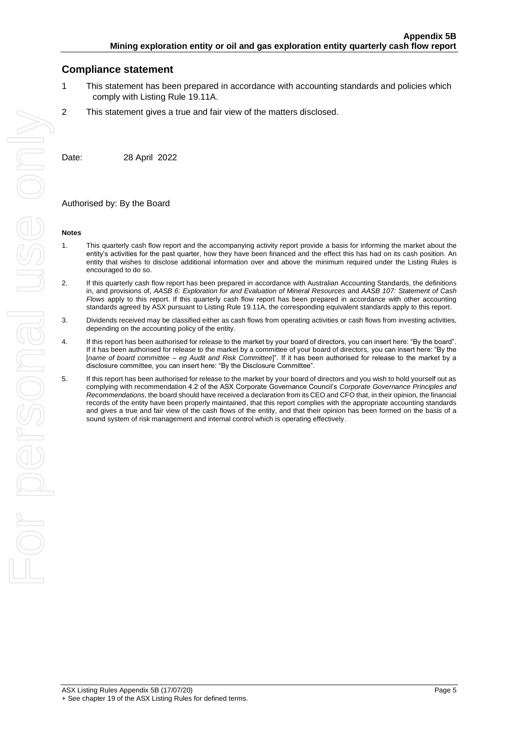## Compliance statement

1 This statement has been prepared in accordance with accounting standards and policies which comply with Listing Rule 19.11A.

2 This statement gives a true and fair view of the matters disclosed.

Date: 28 April 2022

Authorised by: By the Board

**Notes**

1. This quarterly cash flow report and the accompanying activity report provide a basis for informing the market about the entity's activities for the past quarter, how they have been financed and the effect this has had on its cash position. An entity that wishes to disclose additional information over and above the minimum required under the Listing Rules is encouraged to do so.
2. If this quarterly cash flow report has been prepared in accordance with Australian Accounting Standards, the definitions in, and provisions of, *AASB 6: Exploration for and Evaluation of Mineral Resources* and *AASB 107: Statement of Cash Flows* apply to this report. If this quarterly cash flow report has been prepared in accordance with other accounting standards agreed by ASX pursuant to Listing Rule 19.11A, the corresponding equivalent standards apply to this report.
3. Dividends received may be classified either as cash flows from operating activities or cash flows from investing activities, depending on the accounting policy of the entity.
4. If this report has been authorised for release to the market by your board of directors, you can insert here: "By the board". If it has been authorised for release to the market by a committee of your board of directors, you can insert here: "By the [*name of board committee – eg Audit and Risk Committee*]". If it has been authorised for release to the market by a disclosure committee, you can insert here: "By the Disclosure Committee".
5. If this report has been authorised for release to the market by your board of directors and you wish to hold yourself out as complying with recommendation 4.2 of the ASX Corporate Governance Council's *Corporate Governance Principles and Recommendations*, the board should have received a declaration from its CEO and CFO that, in their opinion, the financial records of the entity have been properly maintained, that this report complies with the appropriate accounting standards and gives a true and fair view of the cash flows of the entity, and that their opinion has been formed on the basis of a sound system of risk management and internal control which is operating effectively.